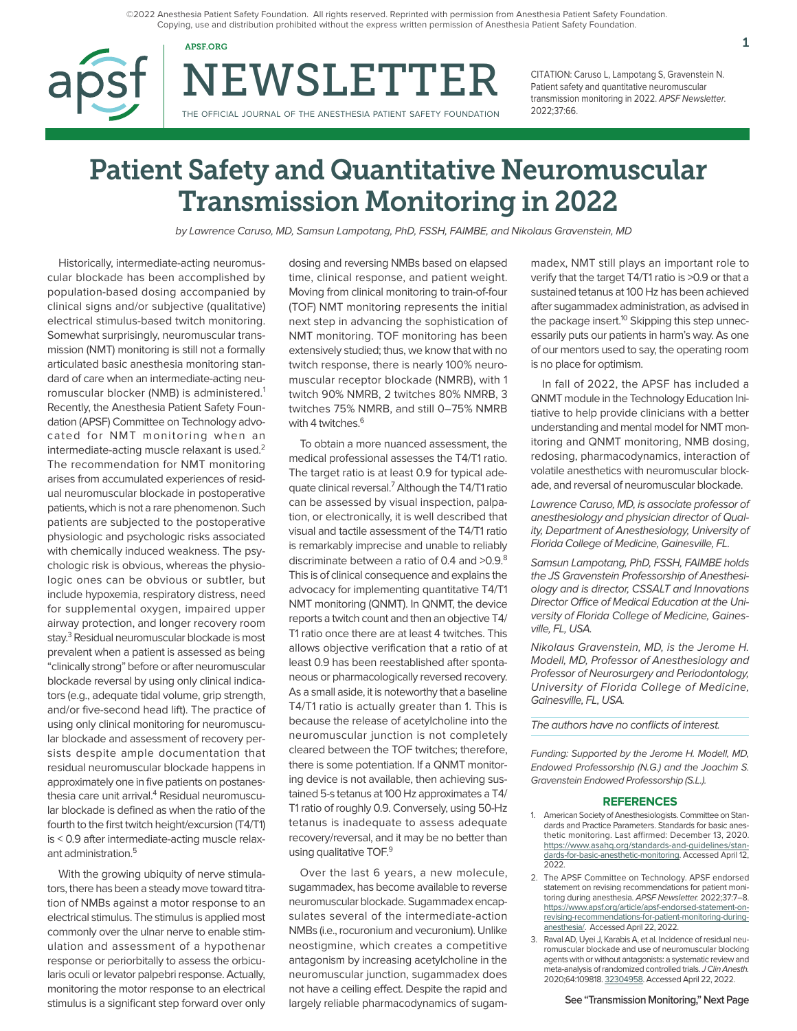©2022 Anesthesia Patient Safety Foundation. All rights reserved. Reprinted with permission from Anesthesia Patient Safety Foundation. Copying, use and distribution prohibited without the express written permission of Anesthesia Patient Safety Foundation.

CITATION: Caruso L, Lampotang S, Gravenstein N. Patient safety and quantitative neuromuscular transmission monitoring in 2022. *APSF Newsletter.* 2022;37:66.

# Patient Safety and Quantitative Neuromuscular Transmission Monitoring in 2022

*by Lawrence Caruso, MD, Samsun Lampotang, PhD, FSSH, FAIMBE, and Nikolaus Gravenstein, MD*

Historically, intermediate-acting neuromuscular blockade has been accomplished by population-based dosing accompanied by clinical signs and/or subjective (qualitative) electrical stimulus-based twitch monitoring. Somewhat surprisingly, neuromuscular transmission (NMT) monitoring is still not a formally articulated basic anesthesia monitoring standard of care when an intermediate-acting neuromuscular blocker (NMB) is administered.[1] Recently, the Anesthesia Patient Safety Foundation (APSF) Committee on Technology advocated for NMT monitoring when an intermediate-acting muscle relaxant is used.[2] The recommendation for NMT monitoring arises from accumulated experiences of residual neuromuscular blockade in postoperative patients, which is not a rare phenomenon. Such patients are subjected to the postoperative physiologic and psychologic risks associated with chemically induced weakness. The psychologic risk is obvious, whereas the physiologic ones can be obvious or subtler, but include hypoxemia, respiratory distress, need for supplemental oxygen, impaired upper airway protection, and longer recovery room stay.[3] Residual neuromuscular blockade is most prevalent when a patient is assessed as being "clinically strong" before or after neuromuscular blockade reversal by using only clinical indicators (e.g., adequate tidal volume, grip strength, and/or five-second head lift). The practice of using only clinical monitoring for neuromuscular blockade and assessment of recovery persists despite ample documentation that residual neuromuscular blockade happens in approximately one in five patients on postanesthesia care unit arrival.[4] Residual neuromuscular blockade is defined as when the ratio of the fourth to the first twitch height/excursion (T4/T1) is < 0.9 after intermediate-acting muscle relaxant administration.[5]

With the growing ubiquity of nerve stimulators, there has been a steady move toward titration of NMBs against a motor response to an electrical stimulus. The stimulus is applied most commonly over the ulnar nerve to enable stimulation and assessment of a hypothenar response or periorbitally to assess the orbicularis oculi or levator palpebri response. Actually, monitoring the motor response to an electrical stimulus is a significant step forward over only dosing and reversing NMBs based on elapsed time, clinical response, and patient weight. Moving from clinical monitoring to train-of-four (TOF) NMT monitoring represents the initial next step in advancing the sophistication of NMT monitoring. TOF monitoring has been extensively studied; thus, we know that with no twitch response, there is nearly 100% neuromuscular receptor blockade (NMRB), with 1 twitch 90% NMRB, 2 twitches 80% NMRB, 3 twitches 75% NMRB, and still 0–75% NMRB with 4 twitches.[6]

To obtain a more nuanced assessment, the medical professional assesses the T4/T1 ratio. The target ratio is at least 0.9 for typical adequate clinical reversal.[7] Although the T4/T1 ratio can be assessed by visual inspection, palpation, or electronically, it is well described that visual and tactile assessment of the T4/T1 ratio is remarkably imprecise and unable to reliably discriminate between a ratio of 0.4 and >0.9.[8] This is of clinical consequence and explains the advocacy for implementing quantitative T4/T1 NMT monitoring (QNMT). In QNMT, the device reports a twitch count and then an objective T4/T1 ratio once there are at least 4 twitches. This allows objective verification that a ratio of at least 0.9 has been reestablished after spontaneous or pharmacologically reversed recovery. As a small aside, it is noteworthy that a baseline T4/T1 ratio is actually greater than 1. This is because the release of acetylcholine into the neuromuscular junction is not completely cleared between the TOF twitches; therefore, there is some potentiation. If a QNMT monitoring device is not available, then achieving sustained 5-s tetanus at 100 Hz approximates a T4/T1 ratio of roughly 0.9. Conversely, using 50-Hz tetanus is inadequate to assess adequate recovery/reversal, and it may be no better than using qualitative TOF.[9]

Over the last 6 years, a new molecule, sugammadex, has become available to reverse neuromuscular blockade. Sugammadex encapsulates several of the intermediate-action NMBs (i.e., rocuronium and vecuronium). Unlike neostigmine, which creates a competitive antagonism by increasing acetylcholine in the neuromuscular junction, sugammadex does not have a ceiling effect. Despite the rapid and largely reliable pharmacodynamics of sugammadex, NMT still plays an important role to verify that the target T4/T1 ratio is >0.9 or that a sustained tetanus at 100 Hz has been achieved after sugammadex administration, as advised in the package insert.[10] Skipping this step unnecessarily puts our patients in harm's way. As one of our mentors used to say, the operating room is no place for optimism.

In fall of 2022, the APSF has included a QNMT module in the Technology Education Initiative to help provide clinicians with a better understanding and mental model for NMT monitoring and QNMT monitoring, NMB dosing, redosing, pharmacodynamics, interaction of volatile anesthetics with neuromuscular blockade, and reversal of neuromuscular blockade.

*Lawrence Caruso, MD, is associate professor of anesthesiology and physician director of Quality, Department of Anesthesiology, University of Florida College of Medicine, Gainesville, FL.*

*Samsun Lampotang, PhD, FSSH, FAIMBE holds the JS Gravenstein Professorship of Anesthesiology and is director, CSSALT and Innovations Director Office of Medical Education at the University of Florida College of Medicine, Gainesville, FL, USA.*

*Nikolaus Gravenstein, MD, is the Jerome H. Modell, MD, Professor of Anesthesiology and Professor of Neurosurgery and Periodontology, University of Florida College of Medicine, Gainesville, FL, USA.*

*The authors have no conflicts of interest.*

*Funding: Supported by the Jerome H. Modell, MD, Endowed Professorship (N.G.) and the Joachim S. Gravenstein Endowed Professorship (S.L.).*

## REFERENCES

1. American Society of Anesthesiologists. Committee on Standards and Practice Parameters. Standards for basic anesthetic monitoring. Last affirmed: December 13, 2020. https://www.asahq.org/standards-and-guidelines/standards-for-basic-anesthetic-monitoring. Accessed April 12, 2022.
2. The APSF Committee on Technology. APSF endorsed statement on revising recommendations for patient monitoring during anesthesia. *APSF Newsletter.* 2022;37:7–8. https://www.apsf.org/article/apsf-endorsed-statement-on-revising-recommendations-for-patient-monitoring-during-anesthesia/. Accessed April 22, 2022.
3. Raval AD, Uyei J, Karabis A, et al. Incidence of residual neuromuscular blockade and use of neuromuscular blocking agents with or without antagonists: a systematic review and meta-analysis of randomized controlled trials. *J Clin Anesth.* 2020;64:109818. 32304958. Accessed April 22, 2022.

See "Transmission Monitoring," Next Page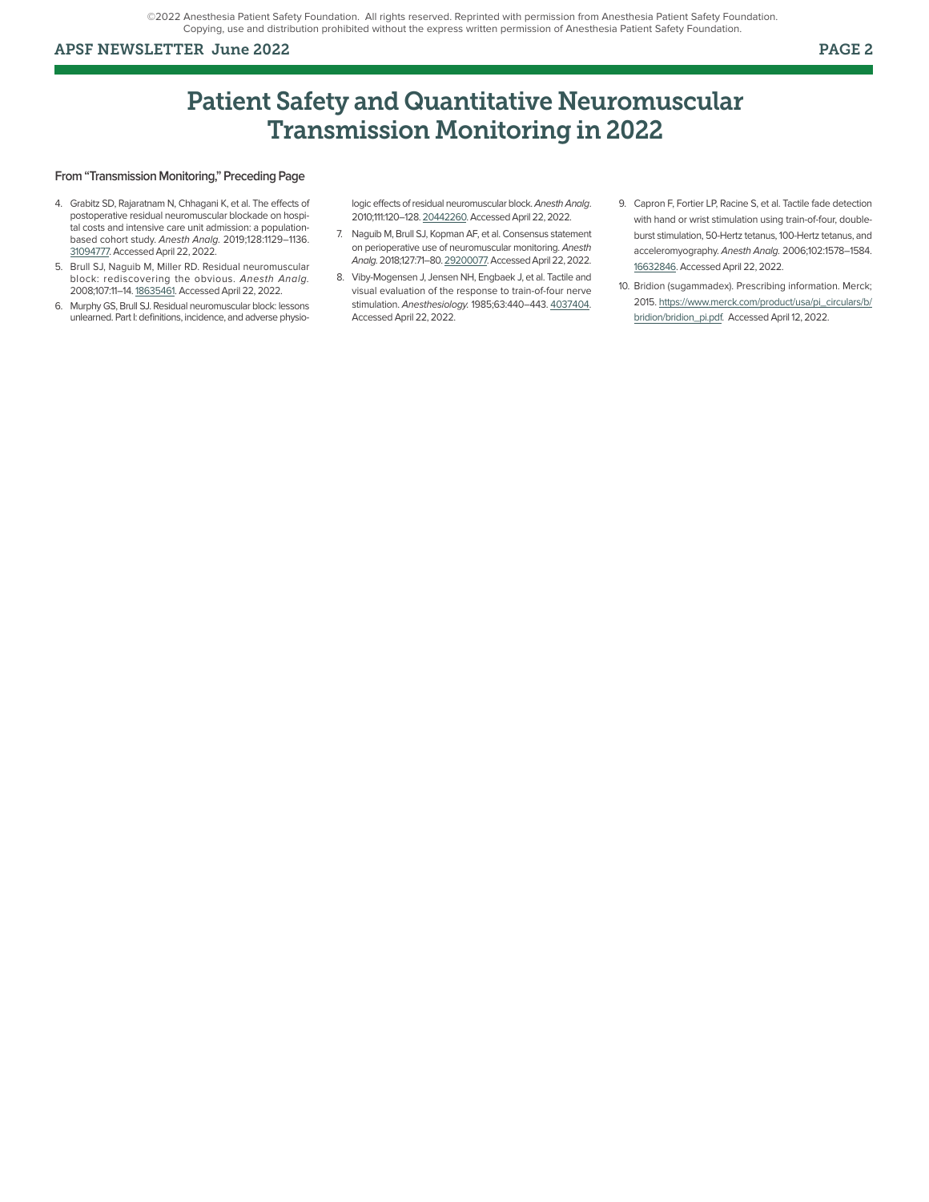# Patient Safety and Quantitative Neuromuscular Transmission Monitoring in 2022

From "Transmission Monitoring," Preceding Page

4. Grabitz SD, Rajaratnam N, Chhagani K, et al. The effects of postoperative residual neuromuscular blockade on hospital costs and intensive care unit admission: a population-based cohort study. *Anesth Analg.* 2019;128:1129–1136. 31094777. Accessed April 22, 2022.
5. Brull SJ, Naguib M, Miller RD. Residual neuromuscular block: rediscovering the obvious. *Anesth Analg.* 2008;107:11–14. 18635461. Accessed April 22, 2022.
6. Murphy GS, Brull SJ. Residual neuromuscular block: lessons unlearned. Part I: definitions, incidence, and adverse physiologic effects of residual neuromuscular block. *Anesth Analg.* 2010;111:120–128. 20442260. Accessed April 22, 2022.
7. Naguib M, Brull SJ, Kopman AF, et al. Consensus statement on perioperative use of neuromuscular monitoring. *Anesth Analg.* 2018;127:71–80. 29200077. Accessed April 22, 2022.
8. Viby-Mogensen J, Jensen NH, Engbaek J, et al. Tactile and visual evaluation of the response to train-of-four nerve stimulation. *Anesthesiology.* 1985;63:440–443. 4037404. Accessed April 22, 2022.
9. Capron F, Fortier LP, Racine S, et al. Tactile fade detection with hand or wrist stimulation using train-of-four, double-burst stimulation, 50-Hertz tetanus, 100-Hertz tetanus, and acceleromyography. *Anesth Analg.* 2006;102:1578–1584. 16632846. Accessed April 22, 2022.
10. Bridion (sugammadex). Prescribing information. Merck; 2015. https://www.merck.com/product/usa/pi_circulars/b/bridion/bridion_pi.pdf. Accessed April 12, 2022.